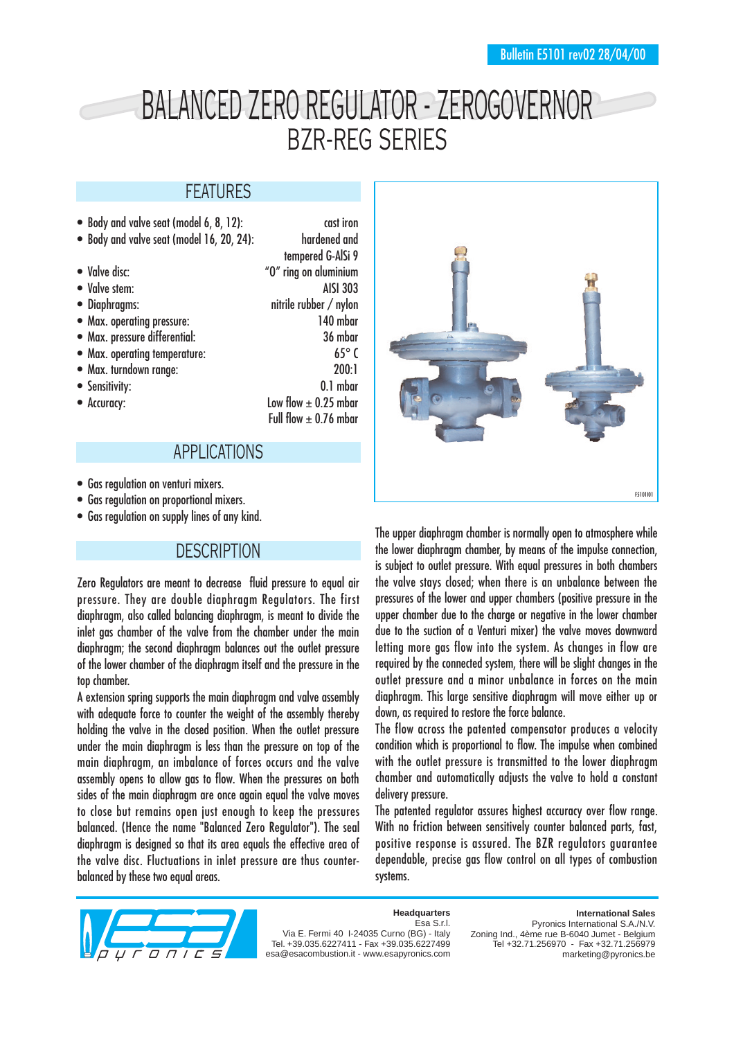Bulletin E5101 rev02 28/04/00

# BALANCED ZERO REGULATOR - ZEROGOVERNOR
## BZR-REG SERIES

## FEATURES

| | |
|---|---|
| • Body and valve seat (model 6, 8, 12): | cast iron |
| • Body and valve seat (model 16, 20, 24): | hardened and tempered G-AlSi 9 |
| • Valve disc: | "O" ring on aluminium |
| • Valve stem: | AISI 303 |
| • Diaphragms: | nitrile rubber / nylon |
| • Max. operating pressure: | 140 mbar |
| • Max. pressure differential: | 36 mbar |
| • Max. operating temperature: | 65° C |
| • Max. turndown range: | 200:1 |
| • Sensitivity: | 0.1 mbar |
| • Accuracy: | Low flow ± 0.25 mbar<br>Full flow ± 0.76 mbar |

## APPLICATIONS

- Gas regulation on venturi mixers.
- Gas regulation on proportional mixers.
- Gas regulation on supply lines of any kind.

## DESCRIPTION

Zero Regulators are meant to decrease fluid pressure to equal air pressure. They are double diaphragm Regulators. The first diaphragm, also called balancing diaphragm, is meant to divide the inlet gas chamber of the valve from the chamber under the main diaphragm; the second diaphragm balances out the outlet pressure of the lower chamber of the diaphragm itself and the pressure in the top chamber.

A extension spring supports the main diaphragm and valve assembly with adequate force to counter the weight of the assembly thereby holding the valve in the closed position. When the outlet pressure under the main diaphragm is less than the pressure on top of the main diaphragm, an imbalance of forces occurs and the valve assembly opens to allow gas to flow. When the pressures on both sides of the main diaphragm are once again equal the valve moves to close but remains open just enough to keep the pressures balanced. (Hence the name "Balanced Zero Regulator"). The seal diaphragm is designed so that its area equals the effective area of the valve disc. Fluctuations in inlet pressure are thus counter-balanced by these two equal areas.

E5101I01

The upper diaphragm chamber is normally open to atmosphere while the lower diaphragm chamber, by means of the impulse connection, is subject to outlet pressure. With equal pressures in both chambers the valve stays closed; when there is an unbalance between the pressures of the lower and upper chambers (positive pressure in the upper chamber due to the charge or negative in the lower chamber due to the suction of a Venturi mixer) the valve moves downward letting more gas flow into the system. As changes in flow are required by the connected system, there will be slight changes in the outlet pressure and a minor unbalance in forces on the main diaphragm. This large sensitive diaphragm will move either up or down, as required to restore the force balance.

The flow across the patented compensator produces a velocity condition which is proportional to flow. The impulse when combined with the outlet pressure is transmitted to the lower diaphragm chamber and automatically adjusts the valve to hold a constant delivery pressure.

The patented regulator assures highest accuracy over flow range. With no friction between sensitively counter balanced parts, fast, positive response is assured. The BZR regulators guarantee dependable, precise gas flow control on all types of combustion systems.

**Headquarters**
Esa S.r.l.
Via E. Fermi 40 I-24035 Curno (BG) - Italy
Tel. +39.035.6227411 - Fax +39.035.6227499
esa@esacombustion.it - www.esapyronics.com

**International Sales**
Pyronics International S.A./N.V.
Zoning Ind., 4ème rue B-6040 Jumet - Belgium
Tel +32.71.256970 - Fax +32.71.256979
marketing@pyronics.be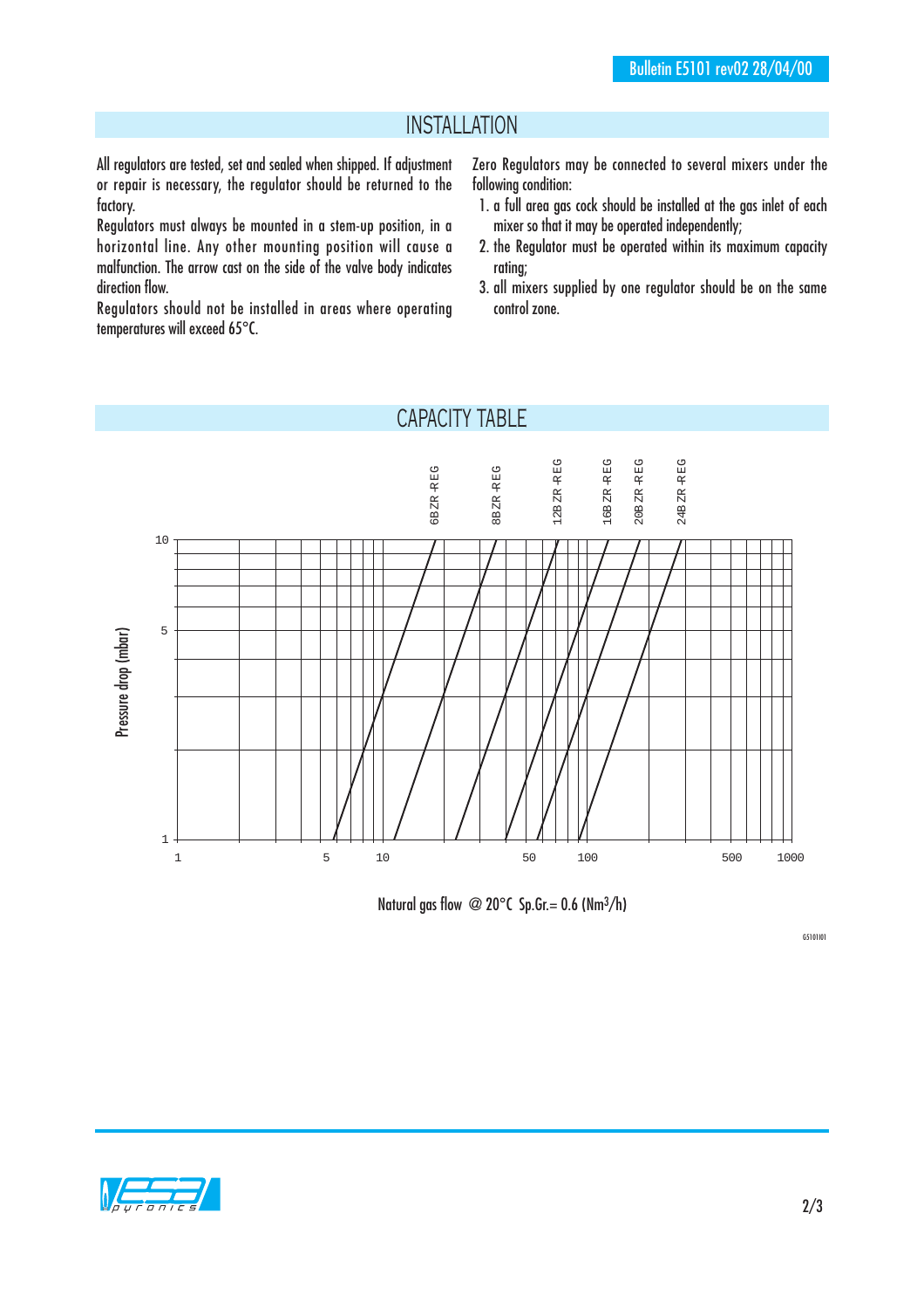## INSTALLATION

All regulators are tested, set and sealed when shipped. If adjustment or repair is necessary, the regulator should be returned to the factory.

Regulators must always be mounted in a stem-up position, in a horizontal line. Any other mounting position will cause a malfunction. The arrow cast on the side of the valve body indicates direction flow.

Regulators should not be installed in areas where operating temperatures will exceed 65°C.

Zero Regulators may be connected to several mixers under the following condition:

1. a full area gas cock should be installed at the gas inlet of each mixer so that it may be operated independently;
2. the Regulator must be operated within its maximum capacity rating;
3. all mixers supplied by one regulator should be on the same control zone.

## CAPACITY TABLE

6BZR-REG
8BZR-REG
12BZR-REG
16BZR-REG
20BZR-REG
24BZR-REG

Pressure drop (mbar)

10
5
1

1
5
10
50
100
500
1000

Natural gas flow @ 20°C Sp.Gr.= 0.6 (Nm³/h)

G5101I01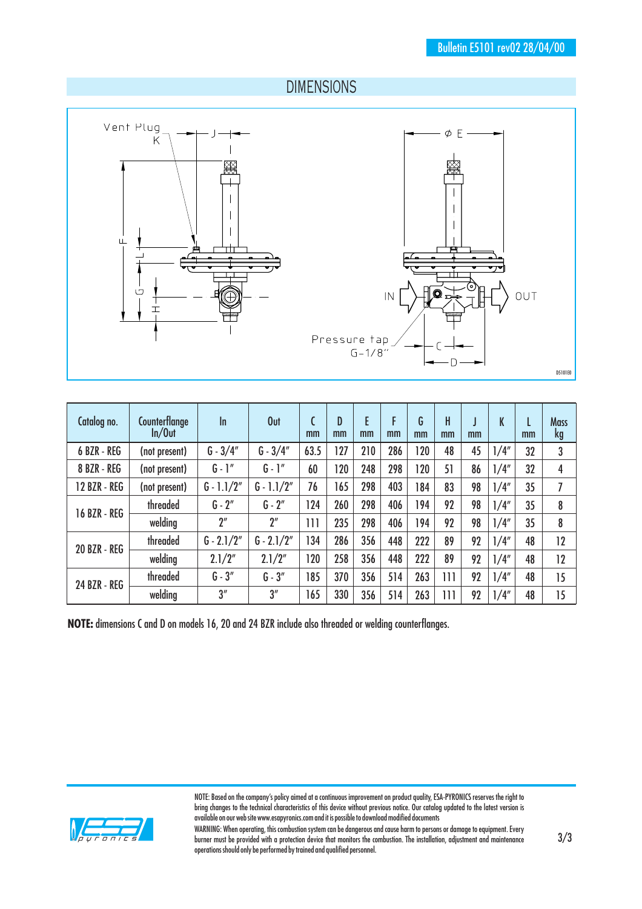## DIMENSIONS

Vent Plug K

J

F

L

G

H

ø E

IN

OUT

Pressure tap G-1/8"

C

D

D5101ED

| Catalog no. | Counterflange In/Out | In | Out | C mm | D mm | E mm | F mm | G mm | H mm | J mm | K | L mm | Mass kg |
|---|---|---|---|---|---|---|---|---|---|---|---|---|---|
| 6 BZR - REG | (not present) | G - 3/4" | G - 3/4" | 63.5 | 127 | 210 | 286 | 120 | 48 | 45 | 1/4" | 32 | 3 |
| 8 BZR - REG | (not present) | G - 1" | G - 1" | 60 | 120 | 248 | 298 | 120 | 51 | 86 | 1/4" | 32 | 4 |
| 12 BZR - REG | (not present) | G - 1.1/2" | G - 1.1/2" | 76 | 165 | 298 | 403 | 184 | 83 | 98 | 1/4" | 35 | 7 |
| 16 BZR - REG | threaded | G - 2" | G - 2" | 124 | 260 | 298 | 406 | 194 | 92 | 98 | 1/4" | 35 | 8 |
| | welding | 2" | 2" | 111 | 235 | 298 | 406 | 194 | 92 | 98 | 1/4" | 35 | 8 |
| 20 BZR - REG | threaded | G - 2.1/2" | G - 2.1/2" | 134 | 286 | 356 | 448 | 222 | 89 | 92 | 1/4" | 48 | 12 |
| | welding | 2.1/2" | 2.1/2" | 120 | 258 | 356 | 448 | 222 | 89 | 92 | 1/4" | 48 | 12 |
| 24 BZR - REG | threaded | G - 3" | G - 3" | 185 | 370 | 356 | 514 | 263 | 111 | 92 | 1/4" | 48 | 15 |
| | welding | 3" | 3" | 165 | 330 | 356 | 514 | 263 | 111 | 92 | 1/4" | 48 | 15 |

**NOTE:** dimensions C and D on models 16, 20 and 24 BZR include also threaded or welding counterflanges.

NOTE: Based on the company's policy aimed at a continuous improvement on product quality, ESA-PYRONICS reserves the right to bring changes to the technical characteristics of this device without previous notice. Our catalog updated to the latest version is available on our web site www.esapyronics.com and it is possible to download modified documents

WARNING: When operating, this combustion system can be dangerous and cause harm to persons or damage to equipment. Every burner must be provided with a protection device that monitors the combustion. The installation, adjustment and maintenance operations should only be performed by trained and qualified personnel.